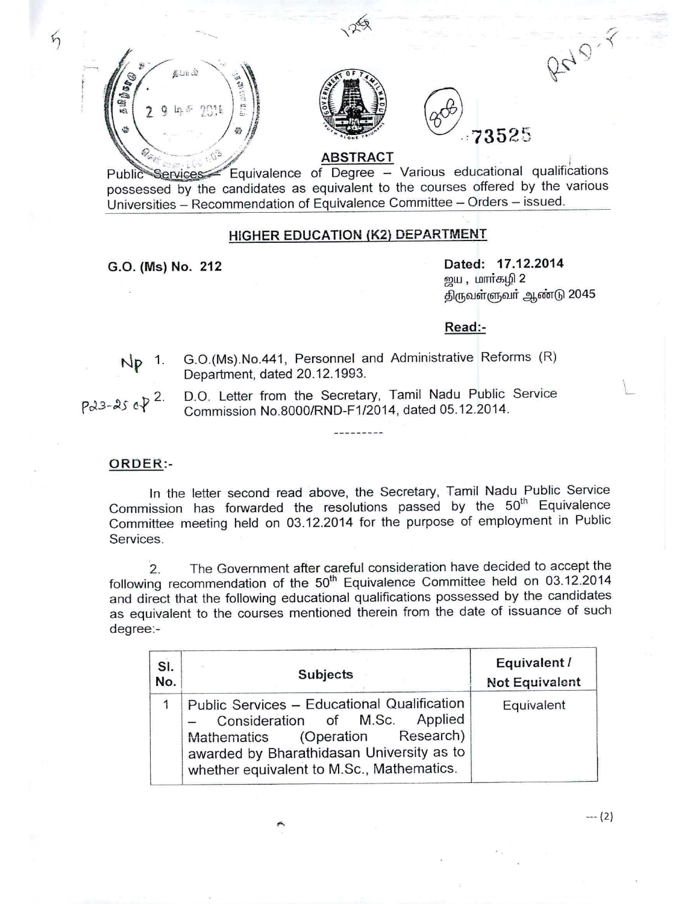## ABSTRACT

Public Services – Equivalence of Degree – Various educational qualifications possessed by the candidates as equivalent to the courses offered by the various Universities – Recommendation of Equivalence Committee – Orders – issued.

## HIGHER EDUCATION (K2) DEPARTMENT

**G.O. (Ms) No. 212**

**Dated: 17.12.2014**
ஜய , மார்கழி 2
திருவள்ளுவர் ஆண்டு 2045

**Read:-**

1. G.O.(Ms).No.441, Personnel and Administrative Reforms (R) Department, dated 20.12.1993.
2. D.O. Letter from the Secretary, Tamil Nadu Public Service Commission No.8000/RND-F1/2014, dated 05.12.2014.

---------

**ORDER:-**

In the letter second read above, the Secretary, Tamil Nadu Public Service Commission has forwarded the resolutions passed by the 50th Equivalence Committee meeting held on 03.12.2014 for the purpose of employment in Public Services.

2. The Government after careful consideration have decided to accept the following recommendation of the 50th Equivalence Committee held on 03.12.2014 and direct that the following educational qualifications possessed by the candidates as equivalent to the courses mentioned therein from the date of issuance of such degree:-

| Sl. No. | Subjects | Equivalent / Not Equivalent |
|---|---|---|
| 1 | Public Services – Educational Qualification – Consideration of M.Sc. Applied Mathematics (Operation Research) awarded by Bharathidasan University as to whether equivalent to M.Sc., Mathematics. | Equivalent |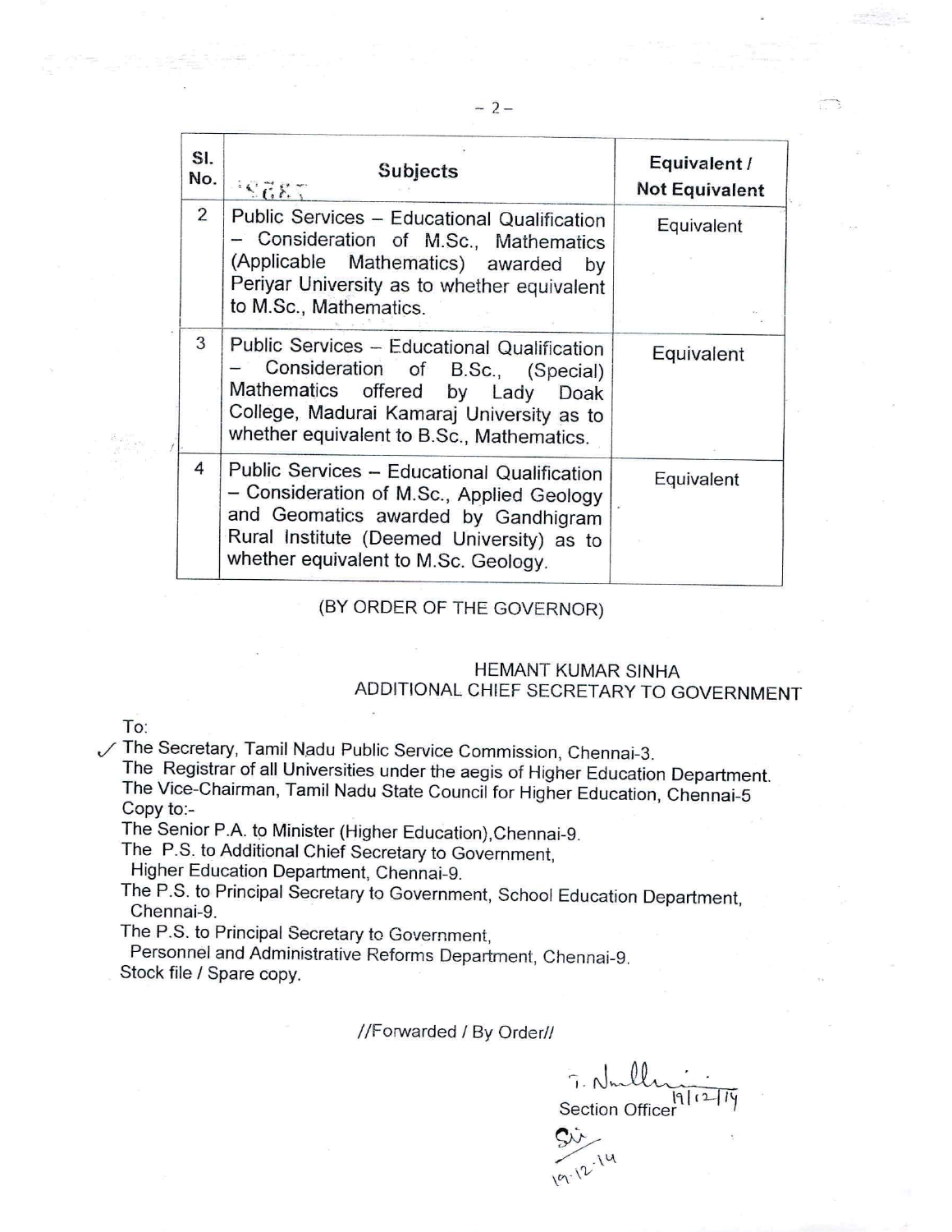| Sl. No. | Subjects | Equivalent / Not Equivalent |
|---|---|---|
| 2 | Public Services – Educational Qualification – Consideration of M.Sc., Mathematics (Applicable Mathematics) awarded by Periyar University as to whether equivalent to M.Sc., Mathematics. | Equivalent |
| 3 | Public Services – Educational Qualification – Consideration of B.Sc., (Special) Mathematics offered by Lady Doak College, Madurai Kamaraj University as to whether equivalent to B.Sc., Mathematics. | Equivalent |
| 4 | Public Services – Educational Qualification – Consideration of M.Sc., Applied Geology and Geomatics awarded by Gandhigram Rural Institute (Deemed University) as to whether equivalent to M.Sc. Geology. | Equivalent |

(BY ORDER OF THE GOVERNOR)

HEMANT KUMAR SINHA
ADDITIONAL CHIEF SECRETARY TO GOVERNMENT

To:

The Secretary, Tamil Nadu Public Service Commission, Chennai-3.
The Registrar of all Universities under the aegis of Higher Education Department.
The Vice-Chairman, Tamil Nadu State Council for Higher Education, Chennai-5

Copy to:-

The Senior P.A. to Minister (Higher Education), Chennai-9.
The P.S. to Additional Chief Secretary to Government, Higher Education Department, Chennai-9.
The P.S. to Principal Secretary to Government, School Education Department, Chennai-9.
The P.S. to Principal Secretary to Government, Personnel and Administrative Reforms Department, Chennai-9.
Stock file / Spare copy.

//Forwarded / By Order//

Section Officer 19/12/14

19.12.14